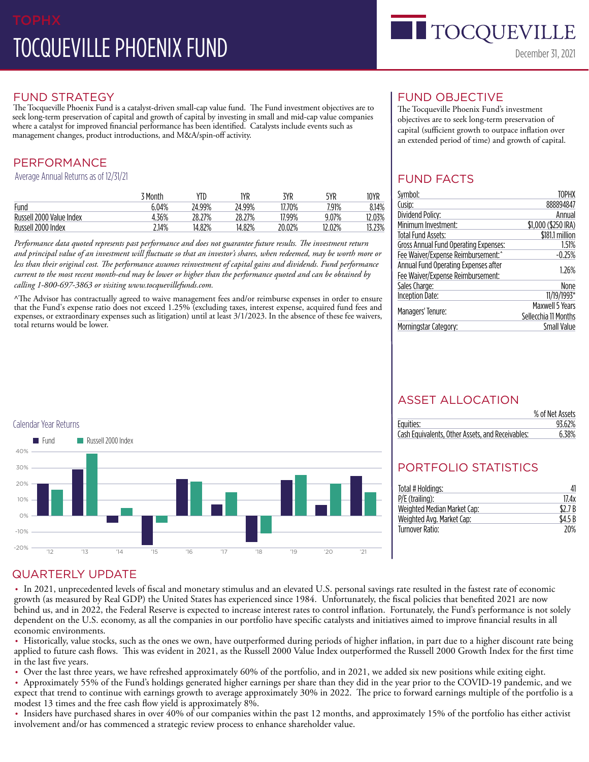TOPHX

# TOCQUEVILLE PHOENIX FUND

TOCQUEVILLE

December 31, 2021

## FUND STRATEGY

The Tocqueville Phoenix Fund is a catalyst-driven small-cap value fund. The Fund investment objectives are to seek long-term preservation of capital and growth of capital by investing in small and mid-cap value companies where a catalyst for improved financial performance has been identified. Catalysts include events such as management changes, product introductions, and M&A/spin-off activity.

## FUND OBJECTIVE

The Tocqueville Phoenix Fund's investment objectives are to seek long-term preservation of capital (sufficient growth to outpace inflation over an extended period of time) and growth of capital.

## PERFORMANCE

Average Annual Returns as of 12/31/21

| | 3 Month | YTD | 1YR | 3YR | 5YR | 10YR |
|---|---|---|---|---|---|---|
| Fund | 6.04% | 24.99% | 24.99% | 17.70% | 7.91% | 8.14% |
| Russell 2000 Value Index | 4.36% | 28.27% | 28.27% | 17.99% | 9.07% | 12.03% |
| Russell 2000 Index | 2.14% | 14.82% | 14.82% | 20.02% | 12.02% | 13.23% |

*Performance data quoted represents past performance and does not guarantee future results. The investment return and principal value of an investment will fluctuate so that an investor's shares, when redeemed, may be worth more or less than their original cost. The performance assumes reinvestment of capital gains and dividends. Fund performance current to the most recent month-end may be lower or higher than the performance quoted and can be obtained by calling 1-800-697-3863 or visiting www.tocquevillefunds.com.*

^The Advisor has contractually agreed to waive management fees and/or reimburse expenses in order to ensure that the Fund's expense ratio does not exceed 1.25% (excluding taxes, interest expense, acquired fund fees and expenses, or extraordinary expenses such as litigation) until at least 3/1/2023. In the absence of these fee waivers, total returns would be lower.

## FUND FACTS

| | |
|---|---|
| Symbol: | TOPHX |
| Cusip: | 888894847 |
| Dividend Policy: | Annual |
| Minimum Investment: | $1,000 ($250 IRA) |
| Total Fund Assets: | $181.1 million |
| Gross Annual Fund Operating Expenses: | 1.51% |
| Fee Waiver/Expense Reimbursement:^ | -0.25% |
| Annual Fund Operating Expenses after Fee Waiver/Expense Reimbursement: | 1.26% |
| Sales Charge: | None |
| Inception Date: | 11/19/1993* |
| Managers' Tenure: | Maxwell 5 Years<br>Sellecchia 11 Months |
| Morningstar Category: | Small Value |

Calendar Year Returns

■ Fund ■ Russell 2000 Index

## ASSET ALLOCATION

| | % of Net Assets |
|---|---|
| Equities: | 93.62% |
| Cash Equivalents, Other Assets, and Receivables: | 6.38% |

## PORTFOLIO STATISTICS

| | |
|---|---|
| Total # Holdings: | 41 |
| P/E (trailing): | 17.4x |
| Weighted Median Market Cap: | $2.7 B |
| Weighted Avg. Market Cap: | $4.5 B |
| Turnover Ratio: | 20% |

## QUARTERLY UPDATE

- In 2021, unprecedented levels of fiscal and monetary stimulus and an elevated U.S. personal savings rate resulted in the fastest rate of economic growth (as measured by Real GDP) the United States has experienced since 1984. Unfortunately, the fiscal policies that benefited 2021 are now behind us, and in 2022, the Federal Reserve is expected to increase interest rates to control inflation. Fortunately, the Fund's performance is not solely dependent on the U.S. economy, as all the companies in our portfolio have specific catalysts and initiatives aimed to improve financial results in all economic environments.
- Historically, value stocks, such as the ones we own, have outperformed during periods of higher inflation, in part due to a higher discount rate being applied to future cash flows. This was evident in 2021, as the Russell 2000 Value Index outperformed the Russell 2000 Growth Index for the first time in the last five years.
- Over the last three years, we have refreshed approximately 60% of the portfolio, and in 2021, we added six new positions while exiting eight.
- Approximately 55% of the Fund's holdings generated higher earnings per share than they did in the year prior to the COVID-19 pandemic, and we expect that trend to continue with earnings growth to average approximately 30% in 2022. The price to forward earnings multiple of the portfolio is a modest 13 times and the free cash flow yield is approximately 8%.
- Insiders have purchased shares in over 40% of our companies within the past 12 months, and approximately 15% of the portfolio has either activist involvement and/or has commenced a strategic review process to enhance shareholder value.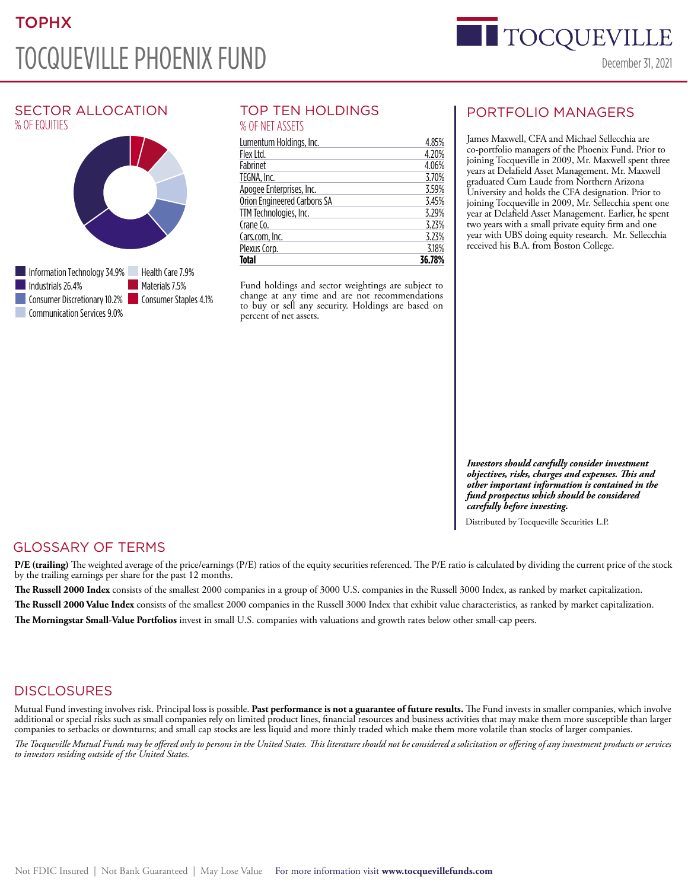TOPHX

# TOCQUEVILLE PHOENIX FUND

TOCQUEVILLE

December 31, 2021

## SECTOR ALLOCATION

% OF EQUITIES

Information Technology 34.9%
Industrials 26.4%
Consumer Discretionary 10.2%
Communication Services 9.0%
Health Care 7.9%
Materials 7.5%
Consumer Staples 4.1%

## TOP TEN HOLDINGS

% OF NET ASSETS

| | |
|---|---|
| Lumentum Holdings, Inc. | 4.85% |
| Flex Ltd. | 4.20% |
| Fabrinet | 4.06% |
| TEGNA, Inc. | 3.70% |
| Apogee Enterprises, Inc. | 3.59% |
| Orion Engineered Carbons SA | 3.45% |
| TTM Technologies, Inc. | 3.29% |
| Crane Co. | 3.23% |
| Cars.com, Inc. | 3.23% |
| Plexus Corp. | 3.18% |
| **Total** | **36.78%** |

Fund holdings and sector weightings are subject to change at any time and are not recommendations to buy or sell any security. Holdings are based on percent of net assets.

## PORTFOLIO MANAGERS

James Maxwell, CFA and Michael Sellecchia are co-portfolio managers of the Phoenix Fund. Prior to joining Tocqueville in 2009, Mr. Maxwell spent three years at Delafield Asset Management. Mr. Maxwell graduated Cum Laude from Northern Arizona University and holds the CFA designation. Prior to joining Tocqueville in 2009, Mr. Sellecchia spent one year at Delafield Asset Management. Earlier, he spent two years with a small private equity firm and one year with UBS doing equity research. Mr. Sellecchia received his B.A. from Boston College.

***Investors should carefully consider investment objectives, risks, charges and expenses. This and other important information is contained in the fund prospectus which should be considered carefully before investing.***

Distributed by Tocqueville Securities L.P.

## GLOSSARY OF TERMS

**P/E (trailing)** The weighted average of the price/earnings (P/E) ratios of the equity securities referenced. The P/E ratio is calculated by dividing the current price of the stock by the trailing earnings per share for the past 12 months.

**The Russell 2000 Index** consists of the smallest 2000 companies in a group of 3000 U.S. companies in the Russell 3000 Index, as ranked by market capitalization.

**The Russell 2000 Value Index** consists of the smallest 2000 companies in the Russell 3000 Index that exhibit value characteristics, as ranked by market capitalization.

**The Morningstar Small-Value Portfolios** invest in small U.S. companies with valuations and growth rates below other small-cap peers.

## DISCLOSURES

Mutual Fund investing involves risk. Principal loss is possible. **Past performance is not a guarantee of future results.** The Fund invests in smaller companies, which involve additional or special risks such as small companies rely on limited product lines, financial resources and business activities that may make them more susceptible than larger companies to setbacks or downturns; and small cap stocks are less liquid and more thinly traded which make them more volatile than stocks of larger companies.

*The Tocqueville Mutual Funds may be offered only to persons in the United States. This literature should not be considered a solicitation or offering of any investment products or services to investors residing outside of the United States.*

Not FDIC Insured | Not Bank Guaranteed | May Lose Value    For more information visit **www.tocquevillefunds.com**